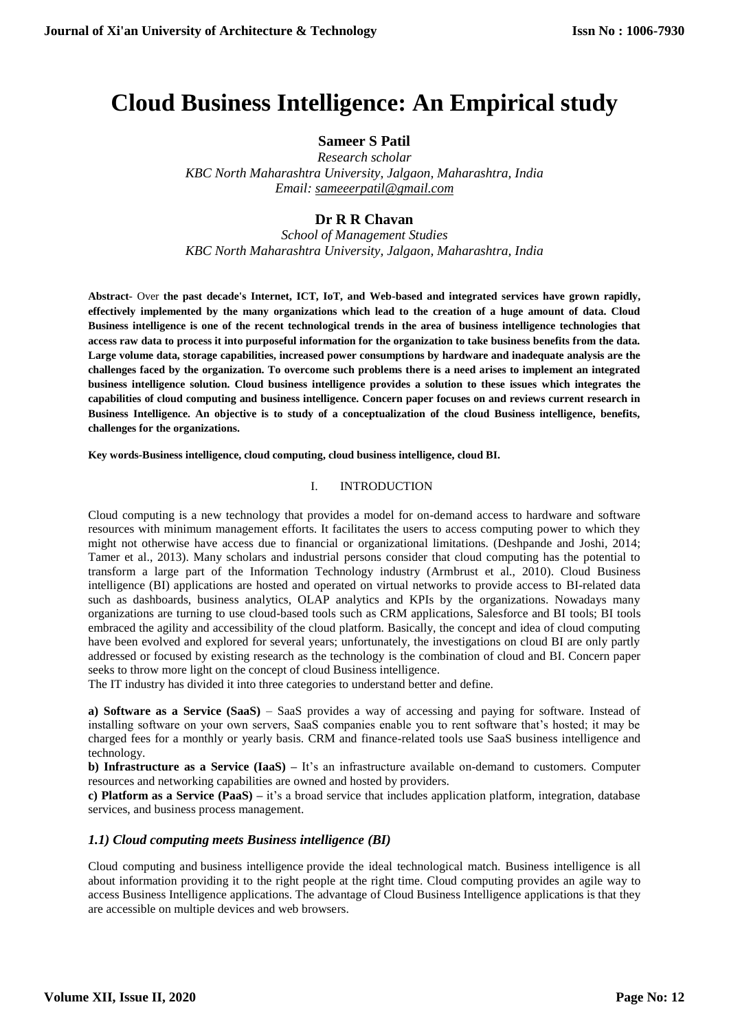# Cloud Business Intelligence: An Empirical study

**Sameer S Patil**

*Research scholar*
*KBC North Maharashtra University, Jalgaon, Maharashtra, India*
*Email: sameeerpatil@gmail.com*

**Dr R R Chavan**

*School of Management Studies*
*KBC North Maharashtra University, Jalgaon, Maharashtra, India*

**Abstract**- Over **the past decade's Internet, ICT, IoT, and Web-based and integrated services have grown rapidly, effectively implemented by the many organizations which lead to the creation of a huge amount of data. Cloud Business intelligence is one of the recent technological trends in the area of business intelligence technologies that access raw data to process it into purposeful information for the organization to take business benefits from the data. Large volume data, storage capabilities, increased power consumptions by hardware and inadequate analysis are the challenges faced by the organization. To overcome such problems there is a need arises to implement an integrated business intelligence solution. Cloud business intelligence provides a solution to these issues which integrates the capabilities of cloud computing and business intelligence. Concern paper focuses on and reviews current research in Business Intelligence. An objective is to study of a conceptualization of the cloud Business intelligence, benefits, challenges for the organizations.**

**Key words-Business intelligence, cloud computing, cloud business intelligence, cloud BI.**

## I. INTRODUCTION

Cloud computing is a new technology that provides a model for on-demand access to hardware and software resources with minimum management efforts. It facilitates the users to access computing power to which they might not otherwise have access due to financial or organizational limitations. (Deshpande and Joshi, 2014; Tamer et al., 2013). Many scholars and industrial persons consider that cloud computing has the potential to transform a large part of the Information Technology industry (Armbrust et al., 2010). Cloud Business intelligence (BI) applications are hosted and operated on virtual networks to provide access to BI-related data such as dashboards, business analytics, OLAP analytics and KPIs by the organizations. Nowadays many organizations are turning to use cloud-based tools such as CRM applications, Salesforce and BI tools; BI tools embraced the agility and accessibility of the cloud platform. Basically, the concept and idea of cloud computing have been evolved and explored for several years; unfortunately, the investigations on cloud BI are only partly addressed or focused by existing research as the technology is the combination of cloud and BI. Concern paper seeks to throw more light on the concept of cloud Business intelligence.

The IT industry has divided it into three categories to understand better and define.

**a) Software as a Service (SaaS)** – SaaS provides a way of accessing and paying for software. Instead of installing software on your own servers, SaaS companies enable you to rent software that's hosted; it may be charged fees for a monthly or yearly basis. CRM and finance-related tools use SaaS business intelligence and technology.

**b) Infrastructure as a Service (IaaS) –** It's an infrastructure available on-demand to customers. Computer resources and networking capabilities are owned and hosted by providers.

**c) Platform as a Service (PaaS) –** it's a broad service that includes application platform, integration, database services, and business process management.

### *1.1) Cloud computing meets Business intelligence (BI)*

Cloud computing and business intelligence provide the ideal technological match. Business intelligence is all about information providing it to the right people at the right time. Cloud computing provides an agile way to access Business Intelligence applications. The advantage of Cloud Business Intelligence applications is that they are accessible on multiple devices and web browsers.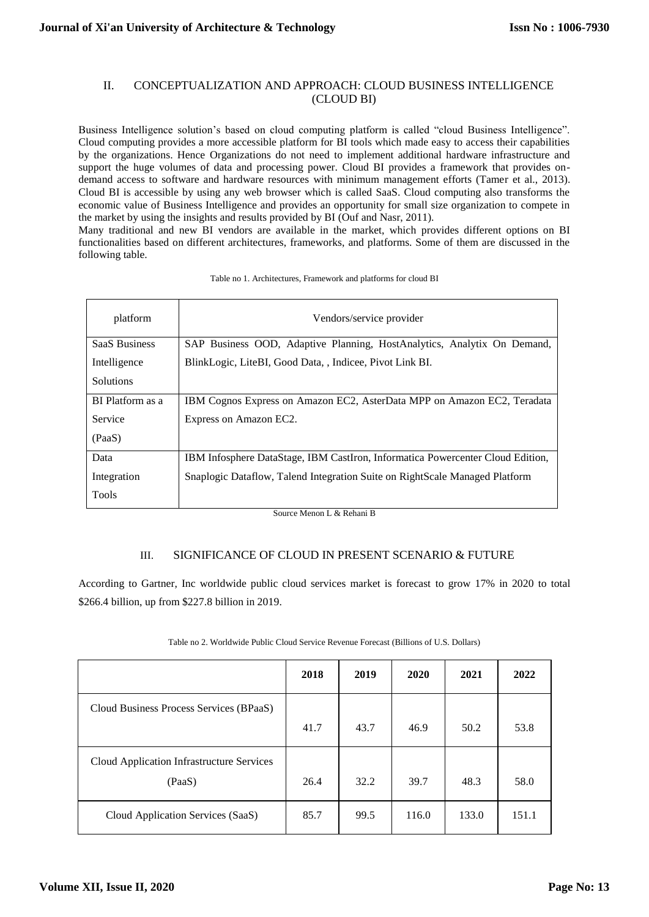## II. CONCEPTUALIZATION AND APPROACH: CLOUD BUSINESS INTELLIGENCE (CLOUD BI)

Business Intelligence solution's based on cloud computing platform is called "cloud Business Intelligence". Cloud computing provides a more accessible platform for BI tools which made easy to access their capabilities by the organizations. Hence Organizations do not need to implement additional hardware infrastructure and support the huge volumes of data and processing power. Cloud BI provides a framework that provides on-demand access to software and hardware resources with minimum management efforts (Tamer et al., 2013). Cloud BI is accessible by using any web browser which is called SaaS. Cloud computing also transforms the economic value of Business Intelligence and provides an opportunity for small size organization to compete in the market by using the insights and results provided by BI (Ouf and Nasr, 2011).

Many traditional and new BI vendors are available in the market, which provides different options on BI functionalities based on different architectures, frameworks, and platforms. Some of them are discussed in the following table.

Table no 1. Architectures, Framework and platforms for cloud BI

| platform | Vendors/service provider |
|---|---|
| SaaS Business Intelligence Solutions | SAP Business OOD, Adaptive Planning, HostAnalytics, Analytix On Demand, BlinkLogic, LiteBI, Good Data, , Indicee, Pivot Link BI. |
| BI Platform as a Service (PaaS) | IBM Cognos Express on Amazon EC2, AsterData MPP on Amazon EC2, Teradata Express on Amazon EC2. |
| Data Integration Tools | IBM Infosphere DataStage, IBM CastIron, Informatica Powercenter Cloud Edition, Snaplogic Dataflow, Talend Integration Suite on RightScale Managed Platform |

Source Menon L & Rehani B

## III. SIGNIFICANCE OF CLOUD IN PRESENT SCENARIO & FUTURE

According to Gartner, Inc worldwide public cloud services market is forecast to grow 17% in 2020 to total $266.4 billion, up from $227.8 billion in 2019.

Table no 2. Worldwide Public Cloud Service Revenue Forecast (Billions of U.S. Dollars)

| | 2018 | 2019 | 2020 | 2021 | 2022 |
|---|---|---|---|---|---|
| Cloud Business Process Services (BPaaS) | 41.7 | 43.7 | 46.9 | 50.2 | 53.8 |
| Cloud Application Infrastructure Services (PaaS) | 26.4 | 32.2 | 39.7 | 48.3 | 58.0 |
| Cloud Application Services (SaaS) | 85.7 | 99.5 | 116.0 | 133.0 | 151.1 |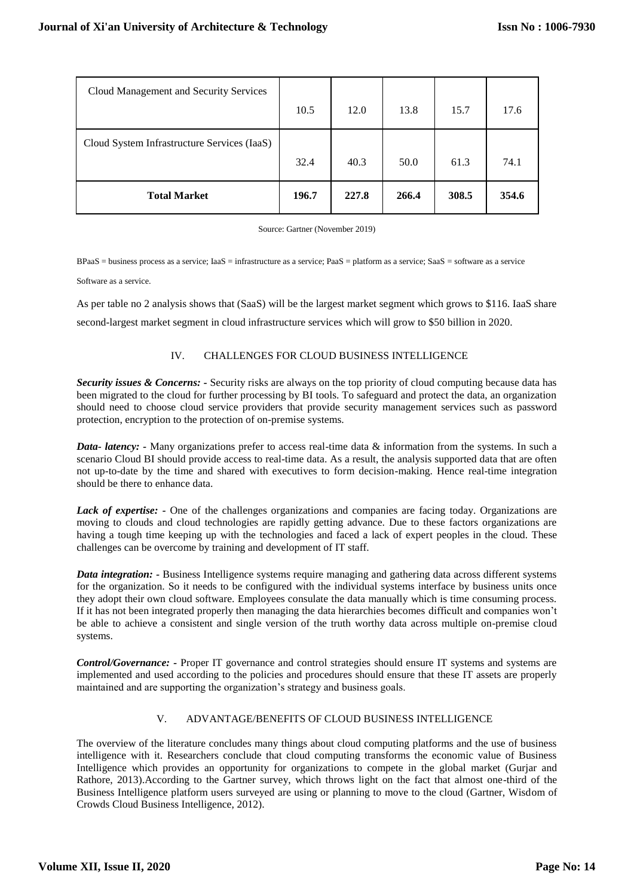| Cloud Management and Security Services | 10.5 | 12.0 | 13.8 | 15.7 | 17.6 |
| --- | --- | --- | --- | --- | --- |
| Cloud System Infrastructure Services (IaaS) | 32.4 | 40.3 | 50.0 | 61.3 | 74.1 |
| **Total Market** | **196.7** | **227.8** | **266.4** | **308.5** | **354.6** |

Source: Gartner (November 2019)

BPaaS = business process as a service; IaaS = infrastructure as a service; PaaS = platform as a service; SaaS = software as a service

Software as a service.

As per table no 2 analysis shows that (SaaS) will be the largest market segment which grows to $116. IaaS share second-largest market segment in cloud infrastructure services which will grow to $50 billion in 2020.

## IV. CHALLENGES FOR CLOUD BUSINESS INTELLIGENCE

***Security issues & Concerns: -*** Security risks are always on the top priority of cloud computing because data has been migrated to the cloud for further processing by BI tools. To safeguard and protect the data, an organization should need to choose cloud service providers that provide security management services such as password protection, encryption to the protection of on-premise systems.

***Data- latency: -*** Many organizations prefer to access real-time data & information from the systems. In such a scenario Cloud BI should provide access to real-time data. As a result, the analysis supported data that are often not up-to-date by the time and shared with executives to form decision-making. Hence real-time integration should be there to enhance data.

***Lack of expertise: -*** One of the challenges organizations and companies are facing today. Organizations are moving to clouds and cloud technologies are rapidly getting advance. Due to these factors organizations are having a tough time keeping up with the technologies and faced a lack of expert peoples in the cloud. These challenges can be overcome by training and development of IT staff.

***Data integration: -*** Business Intelligence systems require managing and gathering data across different systems for the organization. So it needs to be configured with the individual systems interface by business units once they adopt their own cloud software. Employees consulate the data manually which is time consuming process. If it has not been integrated properly then managing the data hierarchies becomes difficult and companies won't be able to achieve a consistent and single version of the truth worthy data across multiple on-premise cloud systems.

***Control/Governance: -*** Proper IT governance and control strategies should ensure IT systems and systems are implemented and used according to the policies and procedures should ensure that these IT assets are properly maintained and are supporting the organization's strategy and business goals.

## V. ADVANTAGE/BENEFITS OF CLOUD BUSINESS INTELLIGENCE

The overview of the literature concludes many things about cloud computing platforms and the use of business intelligence with it. Researchers conclude that cloud computing transforms the economic value of Business Intelligence which provides an opportunity for organizations to compete in the global market (Gurjar and Rathore, 2013).According to the Gartner survey, which throws light on the fact that almost one-third of the Business Intelligence platform users surveyed are using or planning to move to the cloud (Gartner, Wisdom of Crowds Cloud Business Intelligence, 2012).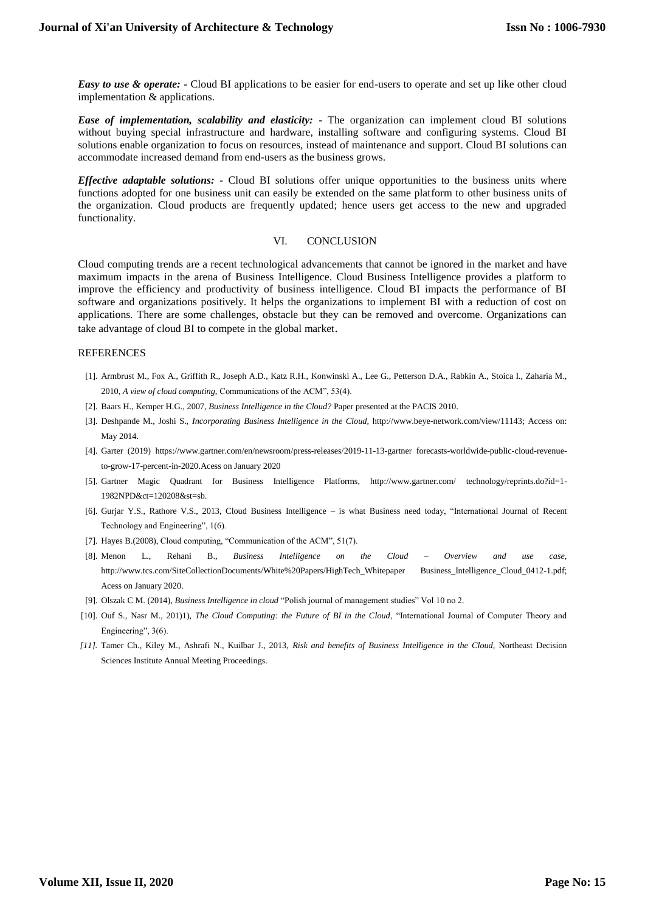***Easy to use & operate:*** - Cloud BI applications to be easier for end-users to operate and set up like other cloud implementation & applications.

***Ease of implementation, scalability and elasticity:*** - The organization can implement cloud BI solutions without buying special infrastructure and hardware, installing software and configuring systems. Cloud BI solutions enable organization to focus on resources, instead of maintenance and support. Cloud BI solutions can accommodate increased demand from end-users as the business grows.

***Effective adaptable solutions:*** - Cloud BI solutions offer unique opportunities to the business units where functions adopted for one business unit can easily be extended on the same platform to other business units of the organization. Cloud products are frequently updated; hence users get access to the new and upgraded functionality.

## VI. CONCLUSION

Cloud computing trends are a recent technological advancements that cannot be ignored in the market and have maximum impacts in the arena of Business Intelligence. Cloud Business Intelligence provides a platform to improve the efficiency and productivity of business intelligence. Cloud BI impacts the performance of BI software and organizations positively. It helps the organizations to implement BI with a reduction of cost on applications. There are some challenges, obstacle but they can be removed and overcome. Organizations can take advantage of cloud BI to compete in the global market.

## REFERENCES

[1]. Armbrust M., Fox A., Griffith R., Joseph A.D., Katz R.H., Konwinski A., Lee G., Petterson D.A., Rabkin A., Stoica I., Zaharia M., 2010, *A view of cloud computing,* Communications of the ACM", 53(4).

[2]. Baars H., Kemper H.G., 2007, *Business Intelligence in the Cloud?* Paper presented at the PACIS 2010.

[3]. Deshpande M., Joshi S., *Incorporating Business Intelligence in the Cloud,* http://www.beye-network.com/view/11143; Access on: May 2014.

[4]. Garter (2019) https://www.gartner.com/en/newsroom/press-releases/2019-11-13-gartner forecasts-worldwide-public-cloud-revenue-to-grow-17-percent-in-2020.Acess on January 2020

[5]. Gartner Magic Quadrant for Business Intelligence Platforms, http://www.gartner.com/ technology/reprints.do?id=1-1982NPD&ct=120208&st=sb.

[6]. Gurjar Y.S., Rathore V.S., 2013, Cloud Business Intelligence – is what Business need today, "International Journal of Recent Technology and Engineering", 1(6).

[7]. Hayes B.(2008), Cloud computing, "Communication of the ACM", 51(7).

[8]. Menon L., Rehani B., *Business Intelligence on the Cloud – Overview and use case,* http://www.tcs.com/SiteCollectionDocuments/White%20Papers/HighTech_Whitepaper Business_Intelligence_Cloud_0412-1.pdf; Acess on January 2020.

[9]. Olszak C M. (2014), *Business Intelligence in cloud* "Polish journal of management studies" Vol 10 no 2.

[10]. Ouf S., Nasr M., 201)1), *The Cloud Computing: the Future of BI in the Cloud*, "International Journal of Computer Theory and Engineering", 3(6).

*[11].* Tamer Ch., Kiley M., Ashrafi N., Kuilbar J., 2013, *Risk and benefits of Business Intelligence in the Cloud,* Northeast Decision Sciences Institute Annual Meeting Proceedings.